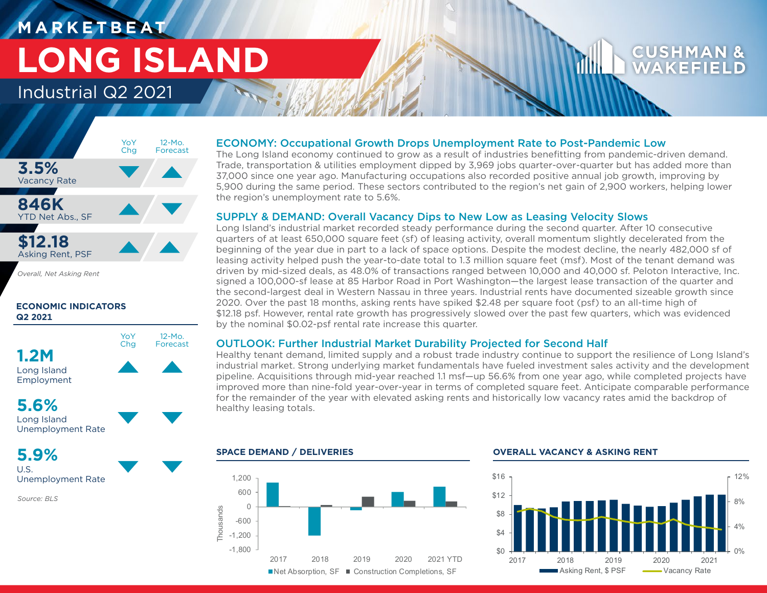# MARKETBEAT

# LONG ISLAND

## Industrial Q2 2021

CUSHMAN & WAKEFIELD

| | YoY Chg | 12-Mo. Forecast |
|---|---|---|
| **3.5%** Vacancy Rate | ▼ | ▲ |
| **846K** YTD Net Abs., SF | ▲ | ▼ |
| **$12.18** Asking Rent, PSF | ▲ | ▲ |

*Overall, Net Asking Rent*

### ECONOMIC INDICATORS Q2 2021

| | YoY Chg | 12-Mo. Forecast |
|---|---|---|
| **1.2M** Long Island Employment | ▲ | ▲ |
| **5.6%** Long Island Unemployment Rate | ▼ | ▼ |
| **5.9%** U.S. Unemployment Rate | ▼ | ▼ |

*Source: BLS*

### ECONOMY: Occupational Growth Drops Unemployment Rate to Post-Pandemic Low

The Long Island economy continued to grow as a result of industries benefitting from pandemic-driven demand. Trade, transportation & utilities employment dipped by 3,969 jobs quarter-over-quarter but has added more than 37,000 since one year ago. Manufacturing occupations also recorded positive annual job growth, improving by 5,900 during the same period. These sectors contributed to the region's net gain of 2,900 workers, helping lower the region's unemployment rate to 5.6%.

### SUPPLY & DEMAND: Overall Vacancy Dips to New Low as Leasing Velocity Slows

Long Island's industrial market recorded steady performance during the second quarter. After 10 consecutive quarters of at least 650,000 square feet (sf) of leasing activity, overall momentum slightly decelerated from the beginning of the year due in part to a lack of space options. Despite the modest decline, the nearly 482,000 sf of leasing activity helped push the year-to-date total to 1.3 million square feet (msf). Most of the tenant demand was driven by mid-sized deals, as 48.0% of transactions ranged between 10,000 and 40,000 sf. Peloton Interactive, Inc. signed a 100,000-sf lease at 85 Harbor Road in Port Washington—the largest lease transaction of the quarter and the second-largest deal in Western Nassau in three years. Industrial rents have documented sizeable growth since 2020. Over the past 18 months, asking rents have spiked $2.48 per square foot (psf) to an all-time high of $12.18 psf. However, rental rate growth has progressively slowed over the past few quarters, which was evidenced by the nominal $0.02-psf rental rate increase this quarter.

### OUTLOOK: Further Industrial Market Durability Projected for Second Half

Healthy tenant demand, limited supply and a robust trade industry continue to support the resilience of Long Island's industrial market. Strong underlying market fundamentals have fueled investment sales activity and the development pipeline. Acquisitions through mid-year reached 1.1 msf—up 56.6% from one year ago, while completed projects have improved more than nine-fold year-over-year in terms of completed square feet. Anticipate comparable performance for the remainder of the year with elevated asking rents and historically low vacancy rates amid the backdrop of healthy leasing totals.

### SPACE DEMAND / DELIVERIES

Thousands; Net Absorption, SF; Construction Completions, SF (2017, 2018, 2019, 2020, 2021 YTD)

### OVERALL VACANCY & ASKING RENT

Asking Rent, $ PSF; Vacancy Rate (2017–2021)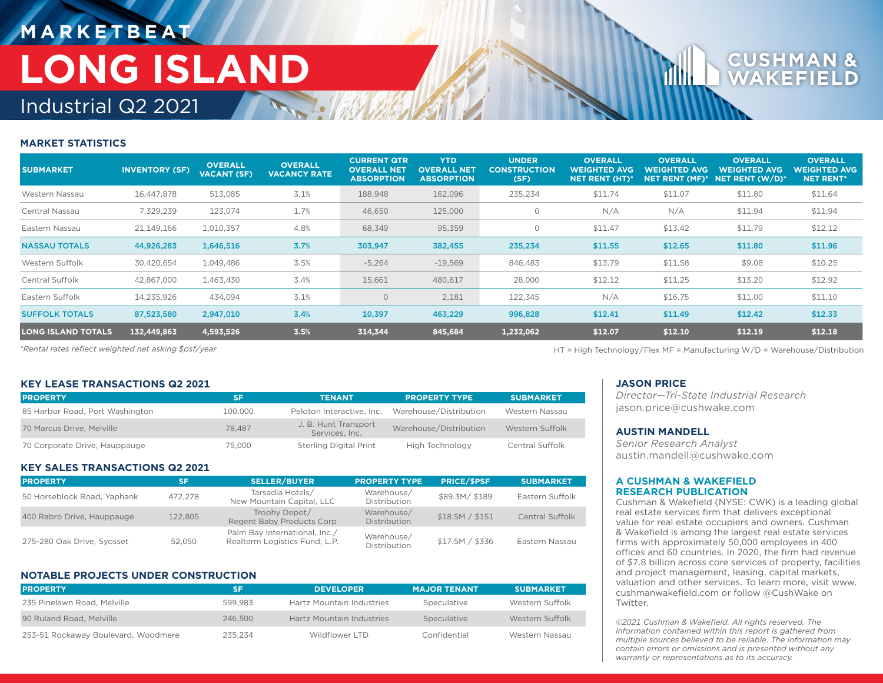# MARKETBEAT

# LONG ISLAND

## Industrial Q2 2021

CUSHMAN & WAKEFIELD

### MARKET STATISTICS

| SUBMARKET | INVENTORY (SF) | OVERALL VACANT (SF) | OVERALL VACANCY RATE | CURRENT QTR OVERALL NET ABSORPTION | YTD OVERALL NET ABSORPTION | UNDER CONSTRUCTION (SF) | OVERALL WEIGHTED AVG NET RENT (HT)* | OVERALL WEIGHTED AVG NET RENT (MF)* | OVERALL WEIGHTED AVG NET RENT (W/D)* | OVERALL WEIGHTED AVG NET RENT* |
|---|---|---|---|---|---|---|---|---|---|---|
| Western Nassau | 16,447,878 | 513,085 | 3.1% | 188,948 | 162,096 | 235,234 | $11.74 | $11.07 | $11.80 | $11.64 |
| Central Nassau | 7,329,239 | 123,074 | 1.7% | 46,650 | 125,000 | 0 | N/A | N/A | $11.94 | $11.94 |
| Eastern Nassau | 21,149,166 | 1,010,357 | 4.8% | 68,349 | 95,359 | 0 | $11.47 | $13.42 | $11.79 | $12.12 |
| **NASSAU TOTALS** | **44,926,283** | **1,646,516** | **3.7%** | **303,947** | **382,455** | **235,234** | **$11.55** | **$12.65** | **$11.80** | **$11.96** |
| Western Suffolk | 30,420,654 | 1,049,486 | 3.5% | -5,264 | -19,569 | 846,483 | $13.79 | $11.58 | $9.08 | $10.25 |
| Central Suffolk | 42,867,000 | 1,463,430 | 3.4% | 15,661 | 480,617 | 28,000 | $12.12 | $11.25 | $13.20 | $12.92 |
| Eastern Suffolk | 14,235,926 | 434,094 | 3.1% | 0 | 2,181 | 122,345 | N/A | $16.75 | $11.00 | $11.10 |
| **SUFFOLK TOTALS** | **87,523,580** | **2,947,010** | **3.4%** | **10,397** | **463,229** | **996,828** | **$12.41** | **$11.49** | **$12.42** | **$12.33** |
| **LONG ISLAND TOTALS** | **132,449,863** | **4,593,526** | **3.5%** | **314,344** | **845,684** | **1,232,062** | **$12.07** | **$12.10** | **$12.19** | **$12.18** |

*Rental rates reflect weighted net asking $psf/year*

HT = High Technology/Flex MF = Manufacturing W/D = Warehouse/Distribution

### KEY LEASE TRANSACTIONS Q2 2021

| PROPERTY | SF | TENANT | PROPERTY TYPE | SUBMARKET |
|---|---|---|---|---|
| 85 Harbor Road, Port Washington | 100,000 | Peloton Interactive, Inc. | Warehouse/Distribution | Western Nassau |
| 70 Marcus Drive, Melville | 78,487 | J. B. Hunt Transport Services, Inc. | Warehouse/Distribution | Western Suffolk |
| 70 Corporate Drive, Hauppauge | 75,000 | Sterling Digital Print | High Technology | Central Suffolk |

### KEY SALES TRANSACTIONS Q2 2021

| PROPERTY | SF | SELLER/BUYER | PROPERTY TYPE | PRICE/$PSF | SUBMARKET |
|---|---|---|---|---|---|
| 50 Horseblock Road, Yaphank | 472,278 | Tarsadia Hotels/ New Mountain Capital, LLC | Warehouse/ Distribution | $89.3M/ $189 | Eastern Suffolk |
| 400 Rabro Drive, Hauppauge | 122,805 | Trophy Depot/ Regent Baby Products Corp | Warehouse/ Distribution | $18.5M / $151 | Central Suffolk |
| 275-280 Oak Drive, Syosset | 52,050 | Palm Bay International, Inc./ Realterm Logistics Fund, L.P. | Warehouse/ Distribution | $17.5M / $336 | Eastern Nassau |

### NOTABLE PROJECTS UNDER CONSTRUCTION

| PROPERTY | SF | DEVELOPER | MAJOR TENANT | SUBMARKET |
|---|---|---|---|---|
| 235 Pinelawn Road, Melville | 599,983 | Hartz Mountain Industries | Speculative | Western Suffolk |
| 90 Ruland Road, Melville | 246,500 | Hartz Mountain Industries | Speculative | Western Suffolk |
| 253-51 Rockaway Boulevard, Woodmere | 235,234 | Wildflower LTD | Confidential | Western Nassau |

**JASON PRICE**
*Director—Tri-State Industrial Research*
jason.price@cushwake.com

**AUSTIN MANDELL**
*Senior Research Analyst*
austin.mandell@cushwake.com

### A CUSHMAN & WAKEFIELD RESEARCH PUBLICATION

Cushman & Wakefield (NYSE: CWK) is a leading global real estate services firm that delivers exceptional value for real estate occupiers and owners. Cushman & Wakefield is among the largest real estate services firms with approximately 50,000 employees in 400 offices and 60 countries. In 2020, the firm had revenue of $7.8 billion across core services of property, facilities and project management, leasing, capital markets, valuation and other services. To learn more, visit www.cushmanwakefield.com or follow @CushWake on Twitter.

*©2021 Cushman & Wakefield. All rights reserved. The information contained within this report is gathered from multiple sources believed to be reliable. The information may contain errors or omissions and is presented without any warranty or representations as to its accuracy.*